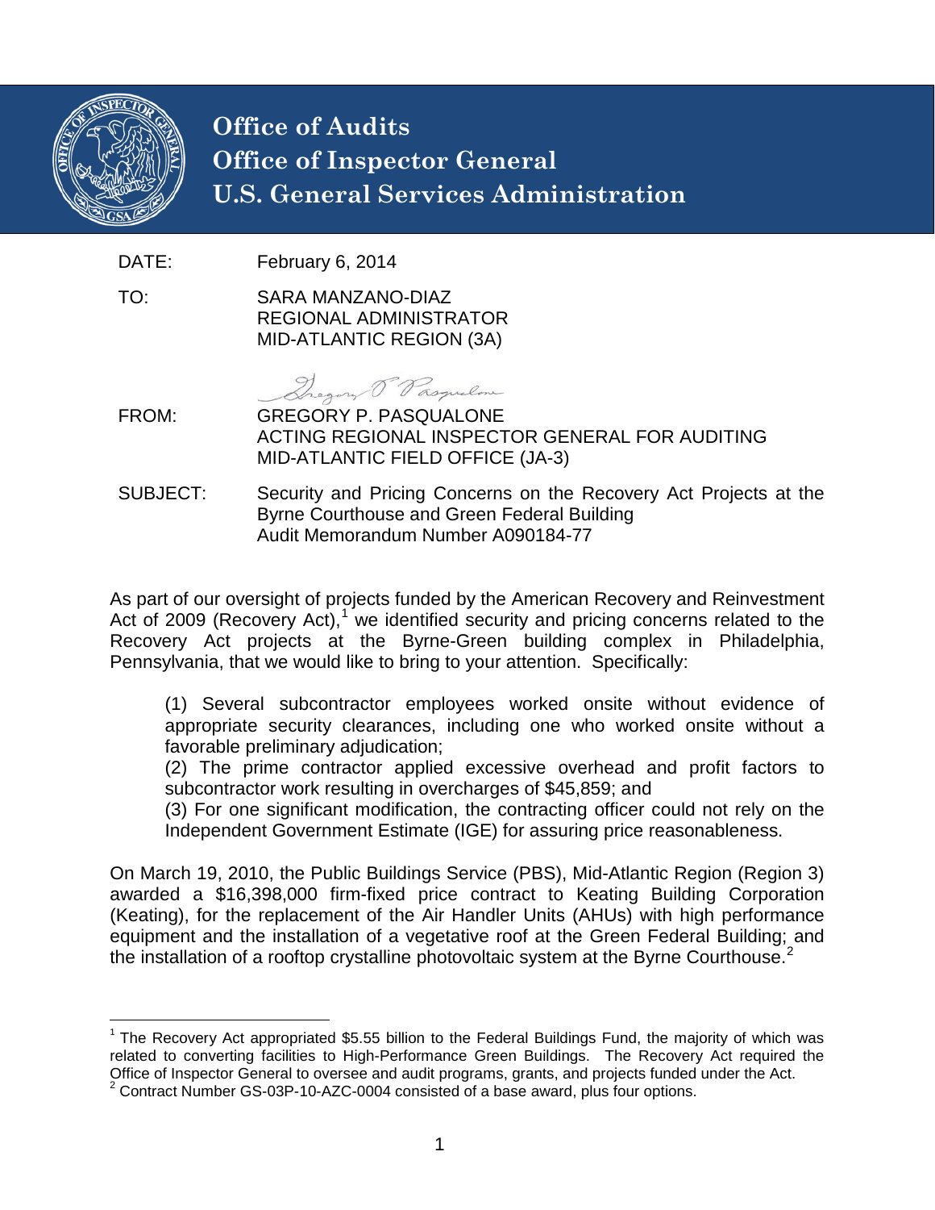# Office of Audits
# Office of Inspector General
# U.S. General Services Administration

DATE: February 6, 2014

TO: SARA MANZANO-DIAZ
REGIONAL ADMINISTRATOR
MID-ATLANTIC REGION (3A)

FROM: GREGORY P. PASQUALONE
ACTING REGIONAL INSPECTOR GENERAL FOR AUDITING
MID-ATLANTIC FIELD OFFICE (JA-3)

SUBJECT: Security and Pricing Concerns on the Recovery Act Projects at the Byrne Courthouse and Green Federal Building
Audit Memorandum Number A090184-77

As part of our oversight of projects funded by the American Recovery and Reinvestment Act of 2009 (Recovery Act),[1] we identified security and pricing concerns related to the Recovery Act projects at the Byrne-Green building complex in Philadelphia, Pennsylvania, that we would like to bring to your attention. Specifically:

(1) Several subcontractor employees worked onsite without evidence of appropriate security clearances, including one who worked onsite without a favorable preliminary adjudication;
(2) The prime contractor applied excessive overhead and profit factors to subcontractor work resulting in overcharges of $45,859; and
(3) For one significant modification, the contracting officer could not rely on the Independent Government Estimate (IGE) for assuring price reasonableness.

On March 19, 2010, the Public Buildings Service (PBS), Mid-Atlantic Region (Region 3) awarded a $16,398,000 firm-fixed price contract to Keating Building Corporation (Keating), for the replacement of the Air Handler Units (AHUs) with high performance equipment and the installation of a vegetative roof at the Green Federal Building; and the installation of a rooftop crystalline photovoltaic system at the Byrne Courthouse.[2]

[1] The Recovery Act appropriated $5.55 billion to the Federal Buildings Fund, the majority of which was related to converting facilities to High-Performance Green Buildings. The Recovery Act required the Office of Inspector General to oversee and audit programs, grants, and projects funded under the Act.
[2] Contract Number GS-03P-10-AZC-0004 consisted of a base award, plus four options.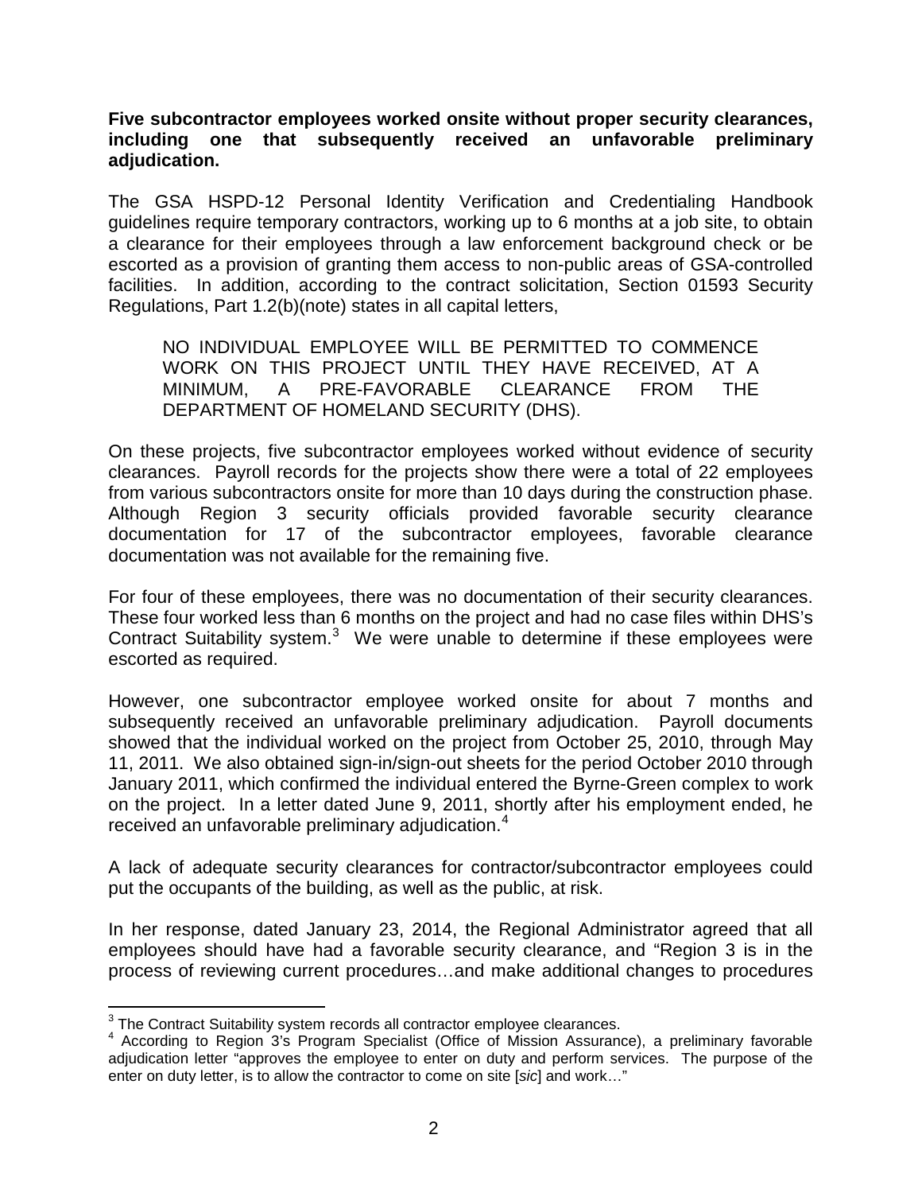**Five subcontractor employees worked onsite without proper security clearances, including one that subsequently received an unfavorable preliminary adjudication.**

The GSA HSPD-12 Personal Identity Verification and Credentialing Handbook guidelines require temporary contractors, working up to 6 months at a job site, to obtain a clearance for their employees through a law enforcement background check or be escorted as a provision of granting them access to non-public areas of GSA-controlled facilities. In addition, according to the contract solicitation, Section 01593 Security Regulations, Part 1.2(b)(note) states in all capital letters,

> NO INDIVIDUAL EMPLOYEE WILL BE PERMITTED TO COMMENCE WORK ON THIS PROJECT UNTIL THEY HAVE RECEIVED, AT A MINIMUM, A PRE-FAVORABLE CLEARANCE FROM THE DEPARTMENT OF HOMELAND SECURITY (DHS).

On these projects, five subcontractor employees worked without evidence of security clearances. Payroll records for the projects show there were a total of 22 employees from various subcontractors onsite for more than 10 days during the construction phase. Although Region 3 security officials provided favorable security clearance documentation for 17 of the subcontractor employees, favorable clearance documentation was not available for the remaining five.

For four of these employees, there was no documentation of their security clearances. These four worked less than 6 months on the project and had no case files within DHS's Contract Suitability system.[3] We were unable to determine if these employees were escorted as required.

However, one subcontractor employee worked onsite for about 7 months and subsequently received an unfavorable preliminary adjudication. Payroll documents showed that the individual worked on the project from October 25, 2010, through May 11, 2011. We also obtained sign-in/sign-out sheets for the period October 2010 through January 2011, which confirmed the individual entered the Byrne-Green complex to work on the project. In a letter dated June 9, 2011, shortly after his employment ended, he received an unfavorable preliminary adjudication.[4]

A lack of adequate security clearances for contractor/subcontractor employees could put the occupants of the building, as well as the public, at risk.

In her response, dated January 23, 2014, the Regional Administrator agreed that all employees should have had a favorable security clearance, and "Region 3 is in the process of reviewing current procedures…and make additional changes to procedures

[3] The Contract Suitability system records all contractor employee clearances.

[4] According to Region 3's Program Specialist (Office of Mission Assurance), a preliminary favorable adjudication letter "approves the employee to enter on duty and perform services. The purpose of the enter on duty letter, is to allow the contractor to come on site [*sic*] and work…"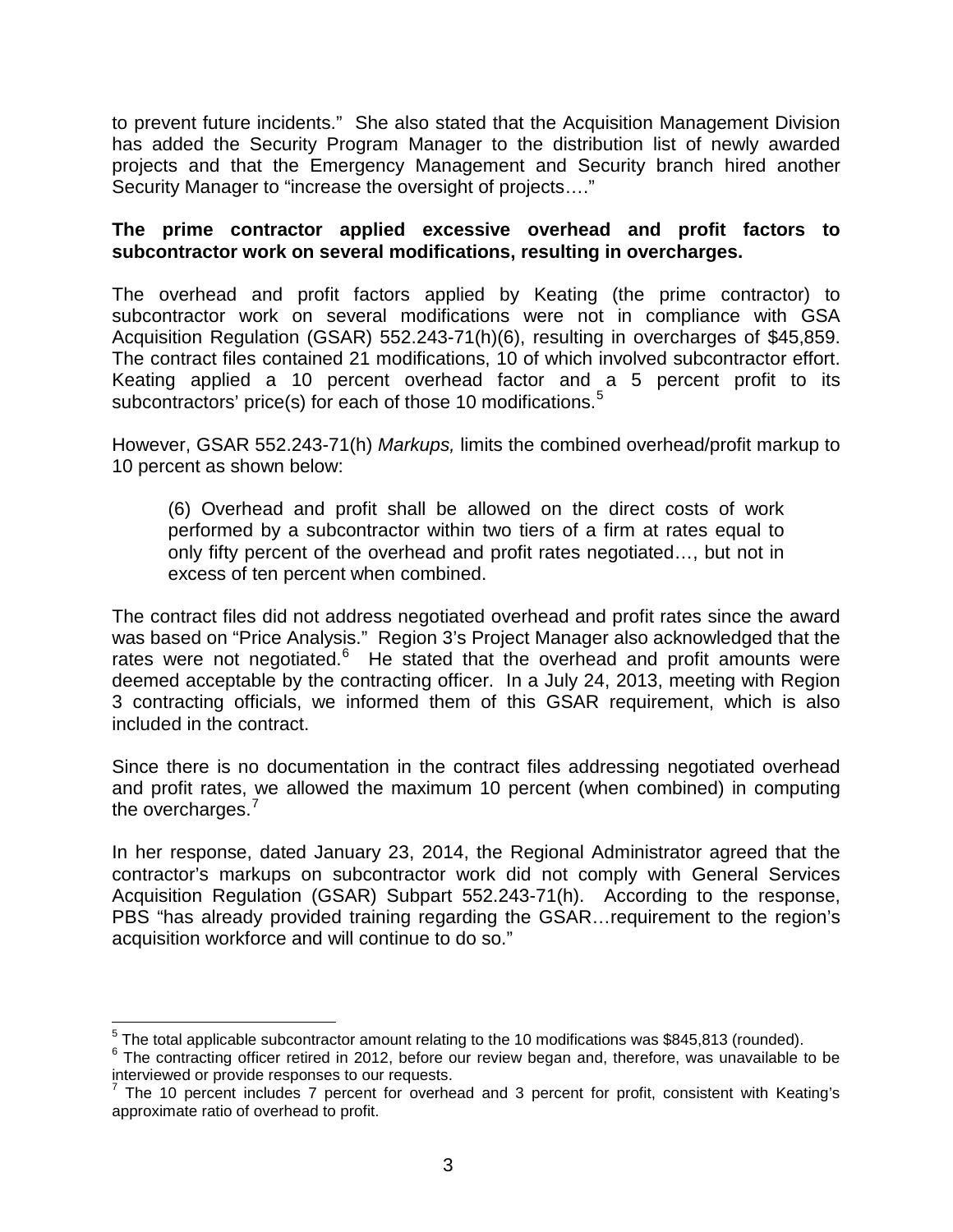to prevent future incidents." She also stated that the Acquisition Management Division has added the Security Program Manager to the distribution list of newly awarded projects and that the Emergency Management and Security branch hired another Security Manager to "increase the oversight of projects…."

**The prime contractor applied excessive overhead and profit factors to subcontractor work on several modifications, resulting in overcharges.**

The overhead and profit factors applied by Keating (the prime contractor) to subcontractor work on several modifications were not in compliance with GSA Acquisition Regulation (GSAR) 552.243-71(h)(6), resulting in overcharges of $45,859. The contract files contained 21 modifications, 10 of which involved subcontractor effort. Keating applied a 10 percent overhead factor and a 5 percent profit to its subcontractors' price(s) for each of those 10 modifications.[5]

However, GSAR 552.243-71(h) *Markups,* limits the combined overhead/profit markup to 10 percent as shown below:

> (6) Overhead and profit shall be allowed on the direct costs of work performed by a subcontractor within two tiers of a firm at rates equal to only fifty percent of the overhead and profit rates negotiated…, but not in excess of ten percent when combined.

The contract files did not address negotiated overhead and profit rates since the award was based on "Price Analysis." Region 3's Project Manager also acknowledged that the rates were not negotiated.[6] He stated that the overhead and profit amounts were deemed acceptable by the contracting officer. In a July 24, 2013, meeting with Region 3 contracting officials, we informed them of this GSAR requirement, which is also included in the contract.

Since there is no documentation in the contract files addressing negotiated overhead and profit rates, we allowed the maximum 10 percent (when combined) in computing the overcharges.[7]

In her response, dated January 23, 2014, the Regional Administrator agreed that the contractor's markups on subcontractor work did not comply with General Services Acquisition Regulation (GSAR) Subpart 552.243-71(h). According to the response, PBS "has already provided training regarding the GSAR…requirement to the region's acquisition workforce and will continue to do so."

---

[5] The total applicable subcontractor amount relating to the 10 modifications was $845,813 (rounded).

[6] The contracting officer retired in 2012, before our review began and, therefore, was unavailable to be interviewed or provide responses to our requests.

[7] The 10 percent includes 7 percent for overhead and 3 percent for profit, consistent with Keating's approximate ratio of overhead to profit.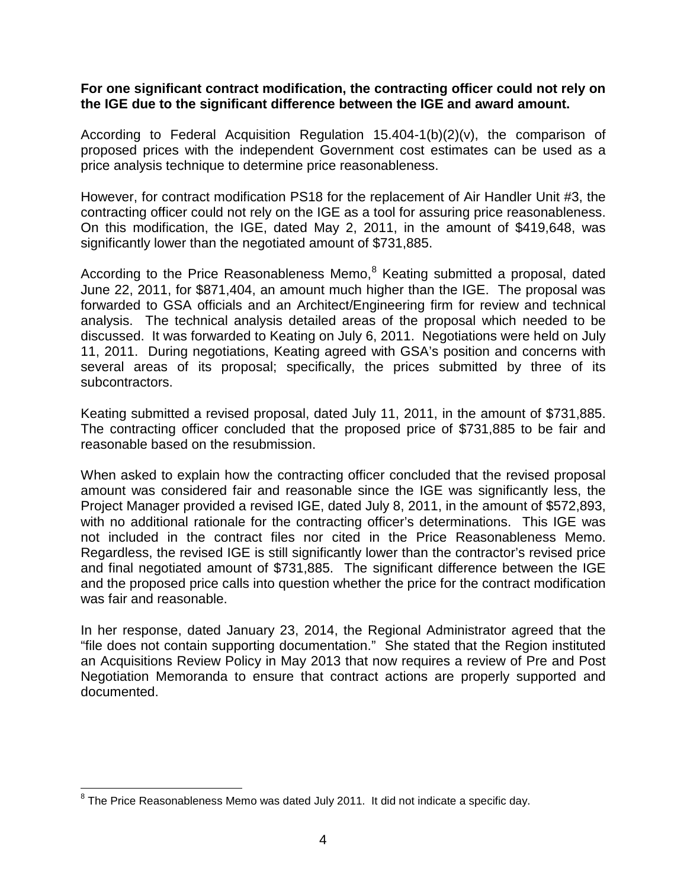**For one significant contract modification, the contracting officer could not rely on the IGE due to the significant difference between the IGE and award amount.**

According to Federal Acquisition Regulation 15.404-1(b)(2)(v), the comparison of proposed prices with the independent Government cost estimates can be used as a price analysis technique to determine price reasonableness.

However, for contract modification PS18 for the replacement of Air Handler Unit #3, the contracting officer could not rely on the IGE as a tool for assuring price reasonableness. On this modification, the IGE, dated May 2, 2011, in the amount of $419,648, was significantly lower than the negotiated amount of $731,885.

According to the Price Reasonableness Memo,[8] Keating submitted a proposal, dated June 22, 2011, for $871,404, an amount much higher than the IGE. The proposal was forwarded to GSA officials and an Architect/Engineering firm for review and technical analysis. The technical analysis detailed areas of the proposal which needed to be discussed. It was forwarded to Keating on July 6, 2011. Negotiations were held on July 11, 2011. During negotiations, Keating agreed with GSA's position and concerns with several areas of its proposal; specifically, the prices submitted by three of its subcontractors.

Keating submitted a revised proposal, dated July 11, 2011, in the amount of $731,885. The contracting officer concluded that the proposed price of $731,885 to be fair and reasonable based on the resubmission.

When asked to explain how the contracting officer concluded that the revised proposal amount was considered fair and reasonable since the IGE was significantly less, the Project Manager provided a revised IGE, dated July 8, 2011, in the amount of $572,893, with no additional rationale for the contracting officer's determinations. This IGE was not included in the contract files nor cited in the Price Reasonableness Memo. Regardless, the revised IGE is still significantly lower than the contractor's revised price and final negotiated amount of $731,885. The significant difference between the IGE and the proposed price calls into question whether the price for the contract modification was fair and reasonable.

In her response, dated January 23, 2014, the Regional Administrator agreed that the "file does not contain supporting documentation." She stated that the Region instituted an Acquisitions Review Policy in May 2013 that now requires a review of Pre and Post Negotiation Memoranda to ensure that contract actions are properly supported and documented.

[8] The Price Reasonableness Memo was dated July 2011. It did not indicate a specific day.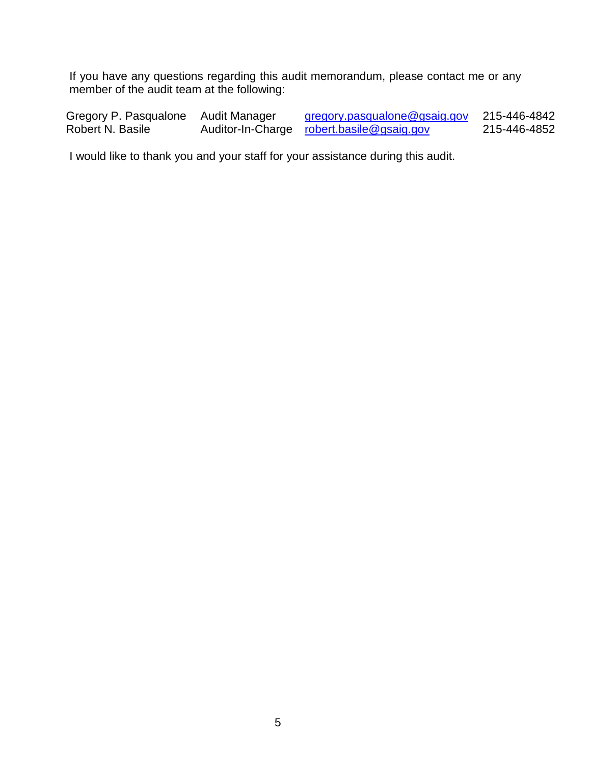If you have any questions regarding this audit memorandum, please contact me or any member of the audit team at the following:

| | | | |
|---|---|---|---|
| Gregory P. Pasqualone | Audit Manager | gregory.pasqualone@gsaig.gov | 215-446-4842 |
| Robert N. Basile | Auditor-In-Charge | robert.basile@gsaig.gov | 215-446-4852 |

I would like to thank you and your staff for your assistance during this audit.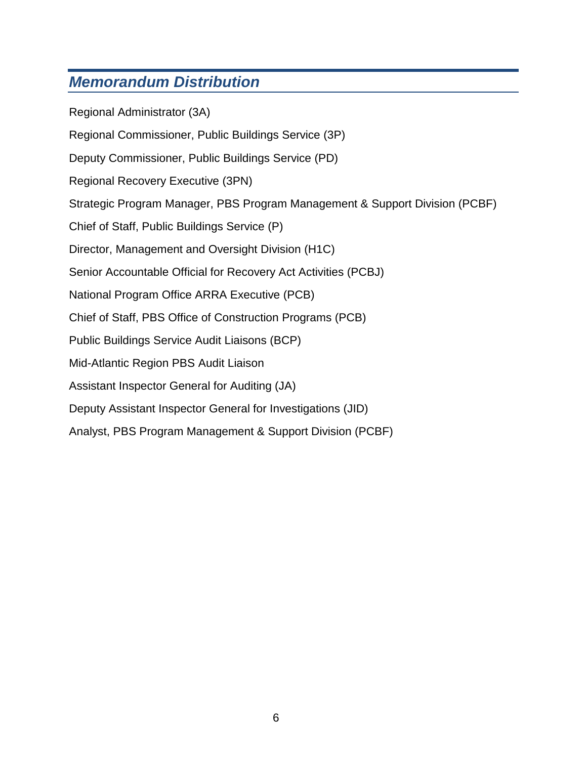## *Memorandum Distribution*

Regional Administrator (3A)

Regional Commissioner, Public Buildings Service (3P)

Deputy Commissioner, Public Buildings Service (PD)

Regional Recovery Executive (3PN)

Strategic Program Manager, PBS Program Management & Support Division (PCBF)

Chief of Staff, Public Buildings Service (P)

Director, Management and Oversight Division (H1C)

Senior Accountable Official for Recovery Act Activities (PCBJ)

National Program Office ARRA Executive (PCB)

Chief of Staff, PBS Office of Construction Programs (PCB)

Public Buildings Service Audit Liaisons (BCP)

Mid-Atlantic Region PBS Audit Liaison

Assistant Inspector General for Auditing (JA)

Deputy Assistant Inspector General for Investigations (JID)

Analyst, PBS Program Management & Support Division (PCBF)